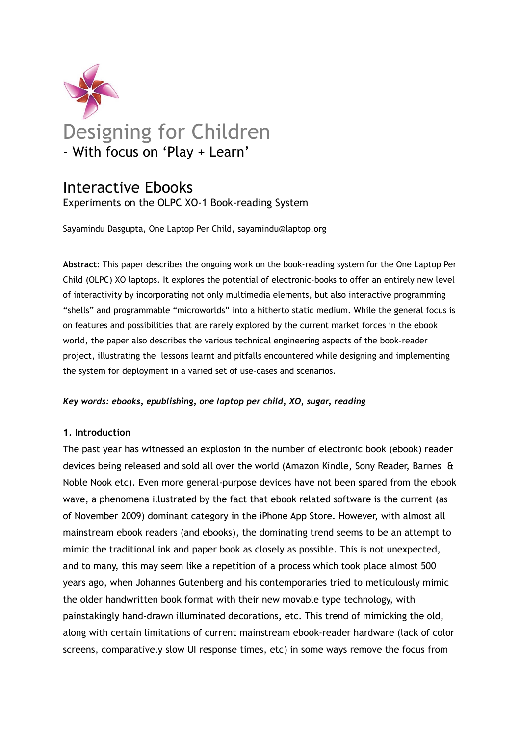# Designing for Children

## - With focus on 'Play + Learn'

# Interactive Ebooks

Experiments on the OLPC XO-1 Book-reading System

Sayamindu Dasgupta, One Laptop Per Child, sayamindu@laptop.org

**Abstract**: This paper describes the ongoing work on the book-reading system for the One Laptop Per Child (OLPC) XO laptops. It explores the potential of electronic-books to offer an entirely new level of interactivity by incorporating not only multimedia elements, but also interactive programming "shells" and programmable "microworlds" into a hitherto static medium. While the general focus is on features and possibilities that are rarely explored by the current market forces in the ebook world, the paper also describes the various technical engineering aspects of the book-reader project, illustrating the lessons learnt and pitfalls encountered while designing and implementing the system for deployment in a varied set of use-cases and scenarios.

***Key words: ebooks, epublishing, one laptop per child, XO, sugar, reading***

### 1. Introduction

The past year has witnessed an explosion in the number of electronic book (ebook) reader devices being released and sold all over the world (Amazon Kindle, Sony Reader, Barnes & Noble Nook etc). Even more general-purpose devices have not been spared from the ebook wave, a phenomena illustrated by the fact that ebook related software is the current (as of November 2009) dominant category in the iPhone App Store. However, with almost all mainstream ebook readers (and ebooks), the dominating trend seems to be an attempt to mimic the traditional ink and paper book as closely as possible. This is not unexpected, and to many, this may seem like a repetition of a process which took place almost 500 years ago, when Johannes Gutenberg and his contemporaries tried to meticulously mimic the older handwritten book format with their new movable type technology, with painstakingly hand-drawn illuminated decorations, etc. This trend of mimicking the old, along with certain limitations of current mainstream ebook-reader hardware (lack of color screens, comparatively slow UI response times, etc) in some ways remove the focus from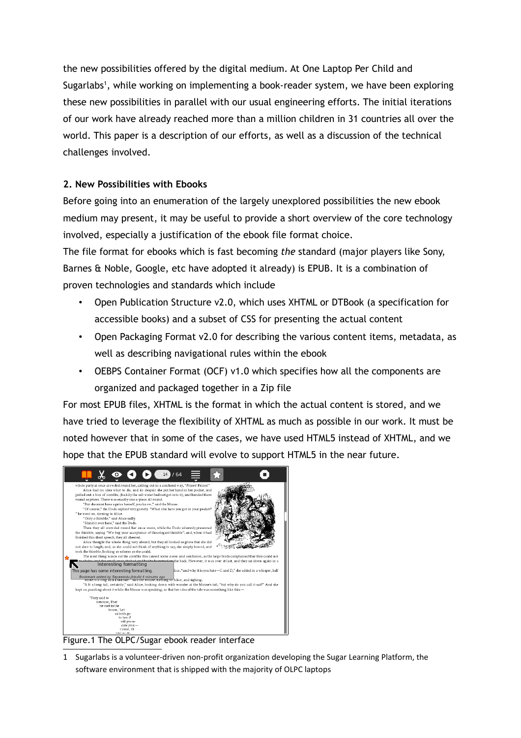the new possibilities offered by the digital medium. At One Laptop Per Child and Sugarlabs[1], while working on implementing a book-reader system, we have been exploring these new possibilities in parallel with our usual engineering efforts. The initial iterations of our work have already reached more than a million children in 31 countries all over the world. This paper is a description of our efforts, as well as a discussion of the technical challenges involved.

**2. New Possibilities with Ebooks**

Before going into an enumeration of the largely unexplored possibilities the new ebook medium may present, it may be useful to provide a short overview of the core technology involved, especially a justification of the ebook file format choice.

The file format for ebooks which is fast becoming *the* standard (major players like Sony, Barnes & Noble, Google, etc have adopted it already) is EPUB. It is a combination of proven technologies and standards which include

- Open Publication Structure v2.0, which uses XHTML or DTBook (a specification for accessible books) and a subset of CSS for presenting the actual content
- Open Packaging Format v2.0 for describing the various content items, metadata, as well as describing navigational rules within the ebook
- OEBPS Container Format (OCF) v1.0 which specifies how all the components are organized and packaged together in a Zip file

For most EPUB files, XHTML is the format in which the actual content is stored, and we have tried to leverage the flexibility of XHTML as much as possible in our work. It must be noted however that in some of the cases, we have used HTML5 instead of XHTML, and we hope that the EPUB standard will evolve to support HTML5 in the near future.

Figure.1 The OLPC/Sugar ebook reader interface

1 Sugarlabs is a volunteer-driven non-profit organization developing the Sugar Learning Platform, the software environment that is shipped with the majority of OLPC laptops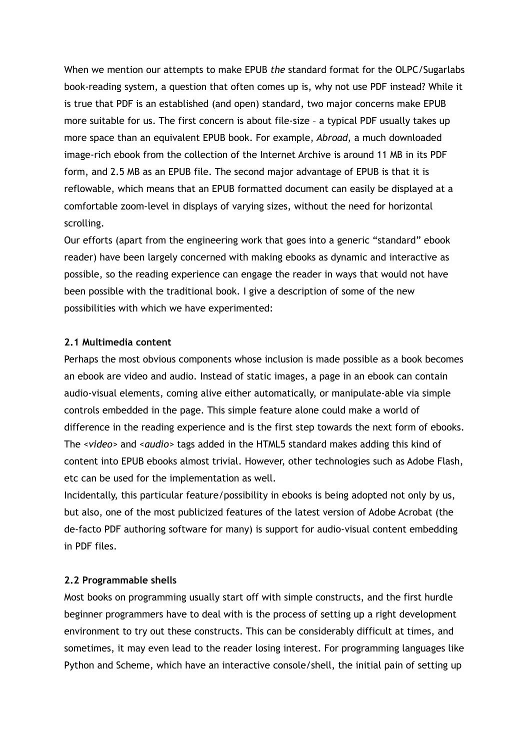When we mention our attempts to make EPUB *the* standard format for the OLPC/Sugarlabs book-reading system, a question that often comes up is, why not use PDF instead? While it is true that PDF is an established (and open) standard, two major concerns make EPUB more suitable for us. The first concern is about file-size – a typical PDF usually takes up more space than an equivalent EPUB book. For example, *Abroad*, a much downloaded image-rich ebook from the collection of the Internet Archive is around 11 MB in its PDF form, and 2.5 MB as an EPUB file. The second major advantage of EPUB is that it is reflowable, which means that an EPUB formatted document can easily be displayed at a comfortable zoom-level in displays of varying sizes, without the need for horizontal scrolling.

Our efforts (apart from the engineering work that goes into a generic "standard" ebook reader) have been largely concerned with making ebooks as dynamic and interactive as possible, so the reading experience can engage the reader in ways that would not have been possible with the traditional book. I give a description of some of the new possibilities with which we have experimented:

**2.1 Multimedia content**

Perhaps the most obvious components whose inclusion is made possible as a book becomes an ebook are video and audio. Instead of static images, a page in an ebook can contain audio-visual elements, coming alive either automatically, or manipulate-able via simple controls embedded in the page. This simple feature alone could make a world of difference in the reading experience and is the first step towards the next form of ebooks. The *<video>* and *<audio>* tags added in the HTML5 standard makes adding this kind of content into EPUB ebooks almost trivial. However, other technologies such as Adobe Flash, etc can be used for the implementation as well.

Incidentally, this particular feature/possibility in ebooks is being adopted not only by us, but also, one of the most publicized features of the latest version of Adobe Acrobat (the de-facto PDF authoring software for many) is support for audio-visual content embedding in PDF files.

**2.2 Programmable shells**

Most books on programming usually start off with simple constructs, and the first hurdle beginner programmers have to deal with is the process of setting up a right development environment to try out these constructs. This can be considerably difficult at times, and sometimes, it may even lead to the reader losing interest. For programming languages like Python and Scheme, which have an interactive console/shell, the initial pain of setting up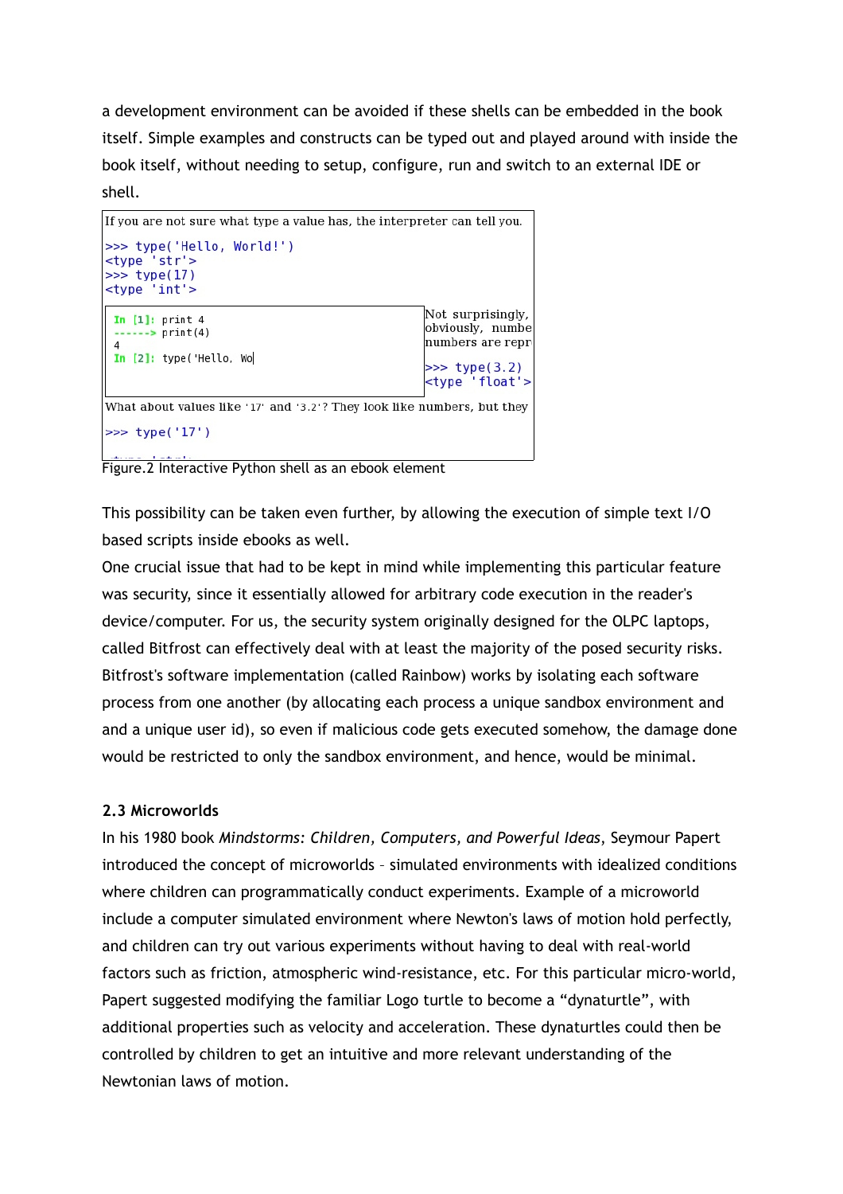a development environment can be avoided if these shells can be embedded in the book itself. Simple examples and constructs can be typed out and played around with inside the book itself, without needing to setup, configure, run and switch to an external IDE or shell.

If you are not sure what type a value has, the interpreter can tell you.

```
>>> type('Hello, World!')
<type 'str'>
>>> type(17)
<type 'int'>
```

```
In [1]: print 4
------> print(4)
4
In [2]: type('Hello, Wo
```

Not surprisingly, obviously, numbe numbers are repr

```
>>> type(3.2)
<type 'float'>
```

What about values like '17' and '3.2'? They look like numbers, but they

```
>>> type('17')
```

Figure.2 Interactive Python shell as an ebook element

This possibility can be taken even further, by allowing the execution of simple text I/O based scripts inside ebooks as well.

One crucial issue that had to be kept in mind while implementing this particular feature was security, since it essentially allowed for arbitrary code execution in the reader's device/computer. For us, the security system originally designed for the OLPC laptops, called Bitfrost can effectively deal with at least the majority of the posed security risks. Bitfrost's software implementation (called Rainbow) works by isolating each software process from one another (by allocating each process a unique sandbox environment and and a unique user id), so even if malicious code gets executed somehow, the damage done would be restricted to only the sandbox environment, and hence, would be minimal.

### 2.3 Microworlds

In his 1980 book *Mindstorms: Children, Computers, and Powerful Ideas*, Seymour Papert introduced the concept of microworlds – simulated environments with idealized conditions where children can programmatically conduct experiments. Example of a microworld include a computer simulated environment where Newton's laws of motion hold perfectly, and children can try out various experiments without having to deal with real-world factors such as friction, atmospheric wind-resistance, etc. For this particular micro-world, Papert suggested modifying the familiar Logo turtle to become a "dynaturtle", with additional properties such as velocity and acceleration. These dynaturtles could then be controlled by children to get an intuitive and more relevant understanding of the Newtonian laws of motion.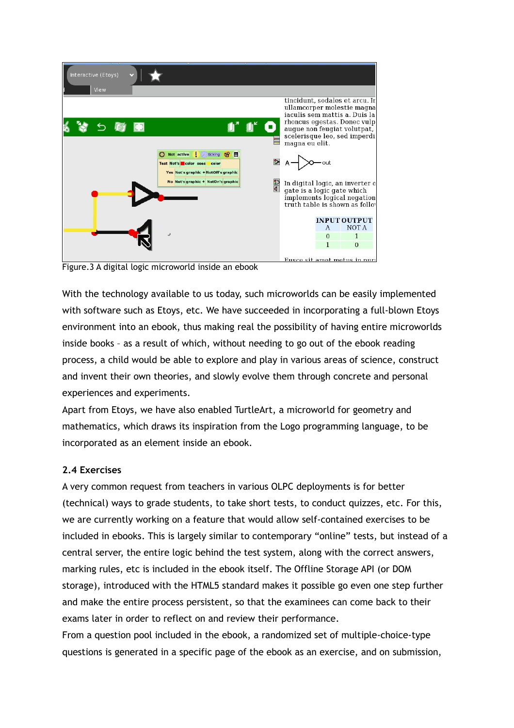Figure.3 A digital logic microworld inside an ebook

With the technology available to us today, such microworlds can be easily implemented with software such as Etoys, etc. We have succeeded in incorporating a full-blown Etoys environment into an ebook, thus making real the possibility of having entire microworlds inside books – as a result of which, without needing to go out of the ebook reading process, a child would be able to explore and play in various areas of science, construct and invent their own theories, and slowly evolve them through concrete and personal experiences and experiments.

Apart from Etoys, we have also enabled TurtleArt, a microworld for geometry and mathematics, which draws its inspiration from the Logo programming language, to be incorporated as an element inside an ebook.

### 2.4 Exercises

A very common request from teachers in various OLPC deployments is for better (technical) ways to grade students, to take short tests, to conduct quizzes, etc. For this, we are currently working on a feature that would allow self-contained exercises to be included in ebooks. This is largely similar to contemporary “online” tests, but instead of a central server, the entire logic behind the test system, along with the correct answers, marking rules, etc is included in the ebook itself. The Offline Storage API (or DOM storage), introduced with the HTML5 standard makes it possible go even one step further and make the entire process persistent, so that the examinees can come back to their exams later in order to reflect on and review their performance.

From a question pool included in the ebook, a randomized set of multiple-choice-type questions is generated in a specific page of the ebook as an exercise, and on submission,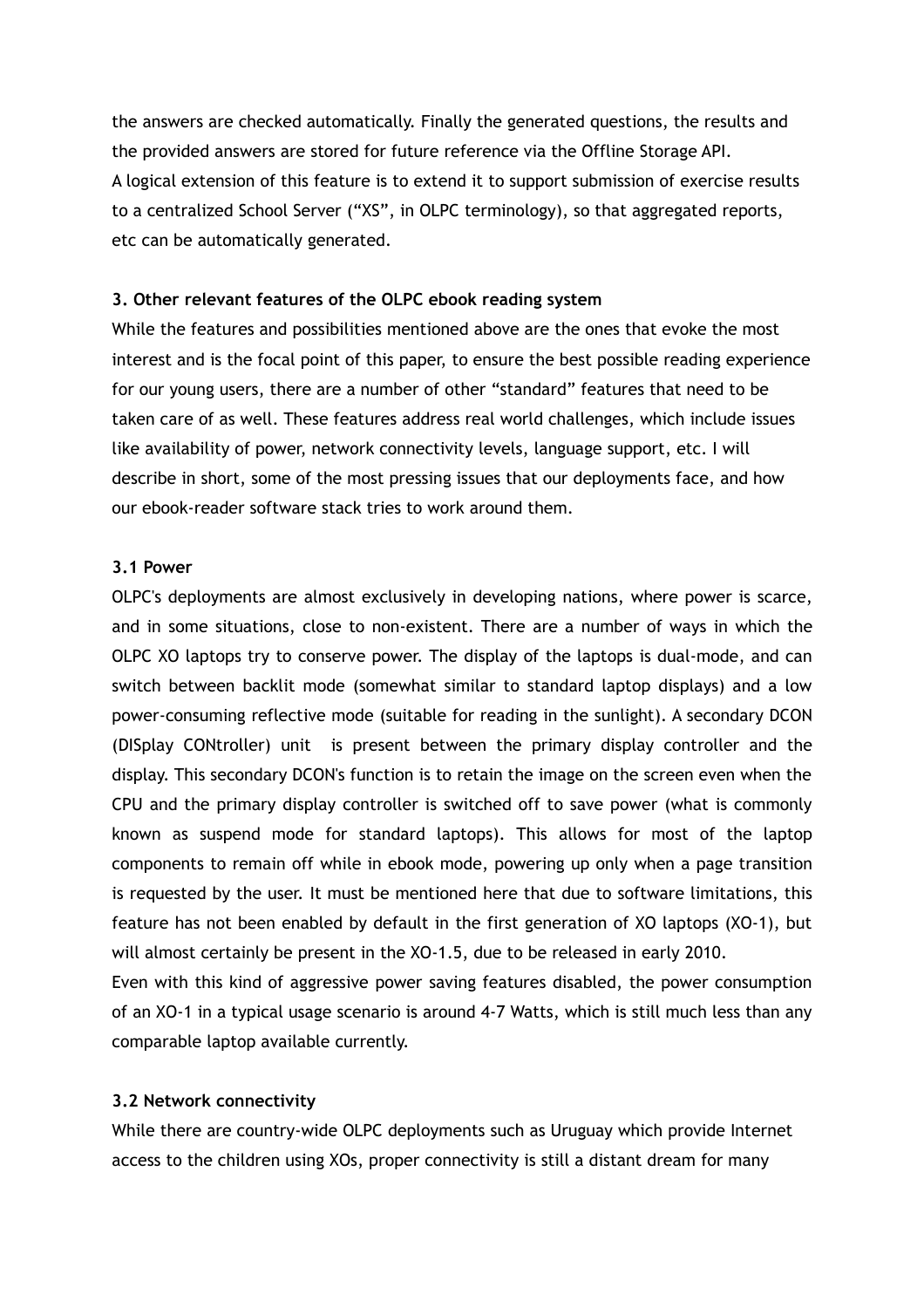the answers are checked automatically. Finally the generated questions, the results and the provided answers are stored for future reference via the Offline Storage API.
A logical extension of this feature is to extend it to support submission of exercise results to a centralized School Server (“XS”, in OLPC terminology), so that aggregated reports, etc can be automatically generated.

### 3. Other relevant features of the OLPC ebook reading system

While the features and possibilities mentioned above are the ones that evoke the most interest and is the focal point of this paper, to ensure the best possible reading experience for our young users, there are a number of other “standard” features that need to be taken care of as well. These features address real world challenges, which include issues like availability of power, network connectivity levels, language support, etc. I will describe in short, some of the most pressing issues that our deployments face, and how our ebook-reader software stack tries to work around them.

#### 3.1 Power

OLPC's deployments are almost exclusively in developing nations, where power is scarce, and in some situations, close to non-existent. There are a number of ways in which the OLPC XO laptops try to conserve power. The display of the laptops is dual-mode, and can switch between backlit mode (somewhat similar to standard laptop displays) and a low power-consuming reflective mode (suitable for reading in the sunlight). A secondary DCON (DISplay CONtroller) unit is present between the primary display controller and the display. This secondary DCON's function is to retain the image on the screen even when the CPU and the primary display controller is switched off to save power (what is commonly known as suspend mode for standard laptops). This allows for most of the laptop components to remain off while in ebook mode, powering up only when a page transition is requested by the user. It must be mentioned here that due to software limitations, this feature has not been enabled by default in the first generation of XO laptops (XO-1), but will almost certainly be present in the XO-1.5, due to be released in early 2010.
Even with this kind of aggressive power saving features disabled, the power consumption of an XO-1 in a typical usage scenario is around 4-7 Watts, which is still much less than any comparable laptop available currently.

#### 3.2 Network connectivity

While there are country-wide OLPC deployments such as Uruguay which provide Internet access to the children using XOs, proper connectivity is still a distant dream for many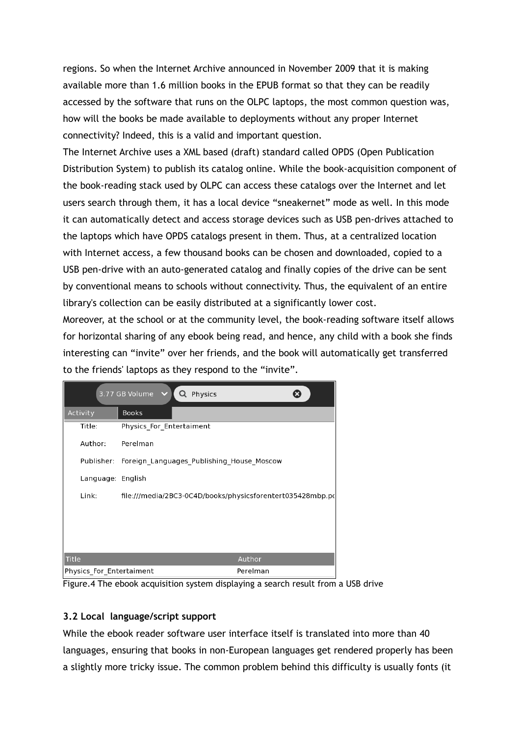regions. So when the Internet Archive announced in November 2009 that it is making available more than 1.6 million books in the EPUB format so that they can be readily accessed by the software that runs on the OLPC laptops, the most common question was, how will the books be made available to deployments without any proper Internet connectivity? Indeed, this is a valid and important question.

The Internet Archive uses a XML based (draft) standard called OPDS (Open Publication Distribution System) to publish its catalog online. While the book-acquisition component of the book-reading stack used by OLPC can access these catalogs over the Internet and let users search through them, it has a local device “sneakernet” mode as well. In this mode it can automatically detect and access storage devices such as USB pen-drives attached to the laptops which have OPDS catalogs present in them. Thus, at a centralized location with Internet access, a few thousand books can be chosen and downloaded, copied to a USB pen-drive with an auto-generated catalog and finally copies of the drive can be sent by conventional means to schools without connectivity. Thus, the equivalent of an entire library's collection can be easily distributed at a significantly lower cost.

Moreover, at the school or at the community level, the book-reading software itself allows for horizontal sharing of any ebook being read, and hence, any child with a book she finds interesting can “invite” over her friends, and the book will automatically get transferred to the friends' laptops as they respond to the “invite”.

Figure.4 The ebook acquisition system displaying a search result from a USB drive

### 3.2 Local language/script support

While the ebook reader software user interface itself is translated into more than 40 languages, ensuring that books in non-European languages get rendered properly has been a slightly more tricky issue. The common problem behind this difficulty is usually fonts (it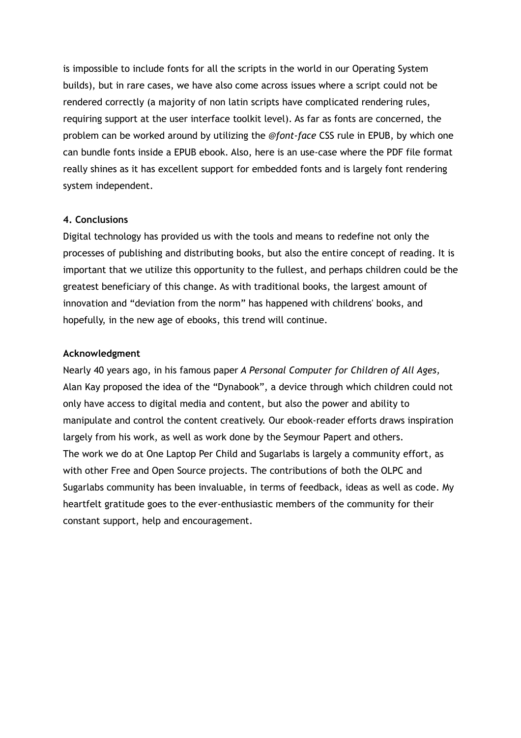is impossible to include fonts for all the scripts in the world in our Operating System builds), but in rare cases, we have also come across issues where a script could not be rendered correctly (a majority of non latin scripts have complicated rendering rules, requiring support at the user interface toolkit level). As far as fonts are concerned, the problem can be worked around by utilizing the *@font-face* CSS rule in EPUB, by which one can bundle fonts inside a EPUB ebook. Also, here is an use-case where the PDF file format really shines as it has excellent support for embedded fonts and is largely font rendering system independent.

**4. Conclusions**

Digital technology has provided us with the tools and means to redefine not only the processes of publishing and distributing books, but also the entire concept of reading. It is important that we utilize this opportunity to the fullest, and perhaps children could be the greatest beneficiary of this change. As with traditional books, the largest amount of innovation and "deviation from the norm" has happened with childrens' books, and hopefully, in the new age of ebooks, this trend will continue.

**Acknowledgment**

Nearly 40 years ago, in his famous paper *A Personal Computer for Children of All Ages,* Alan Kay proposed the idea of the "Dynabook", a device through which children could not only have access to digital media and content, but also the power and ability to manipulate and control the content creatively. Our ebook-reader efforts draws inspiration largely from his work, as well as work done by the Seymour Papert and others.
The work we do at One Laptop Per Child and Sugarlabs is largely a community effort, as with other Free and Open Source projects. The contributions of both the OLPC and Sugarlabs community has been invaluable, in terms of feedback, ideas as well as code. My heartfelt gratitude goes to the ever-enthusiastic members of the community for their constant support, help and encouragement.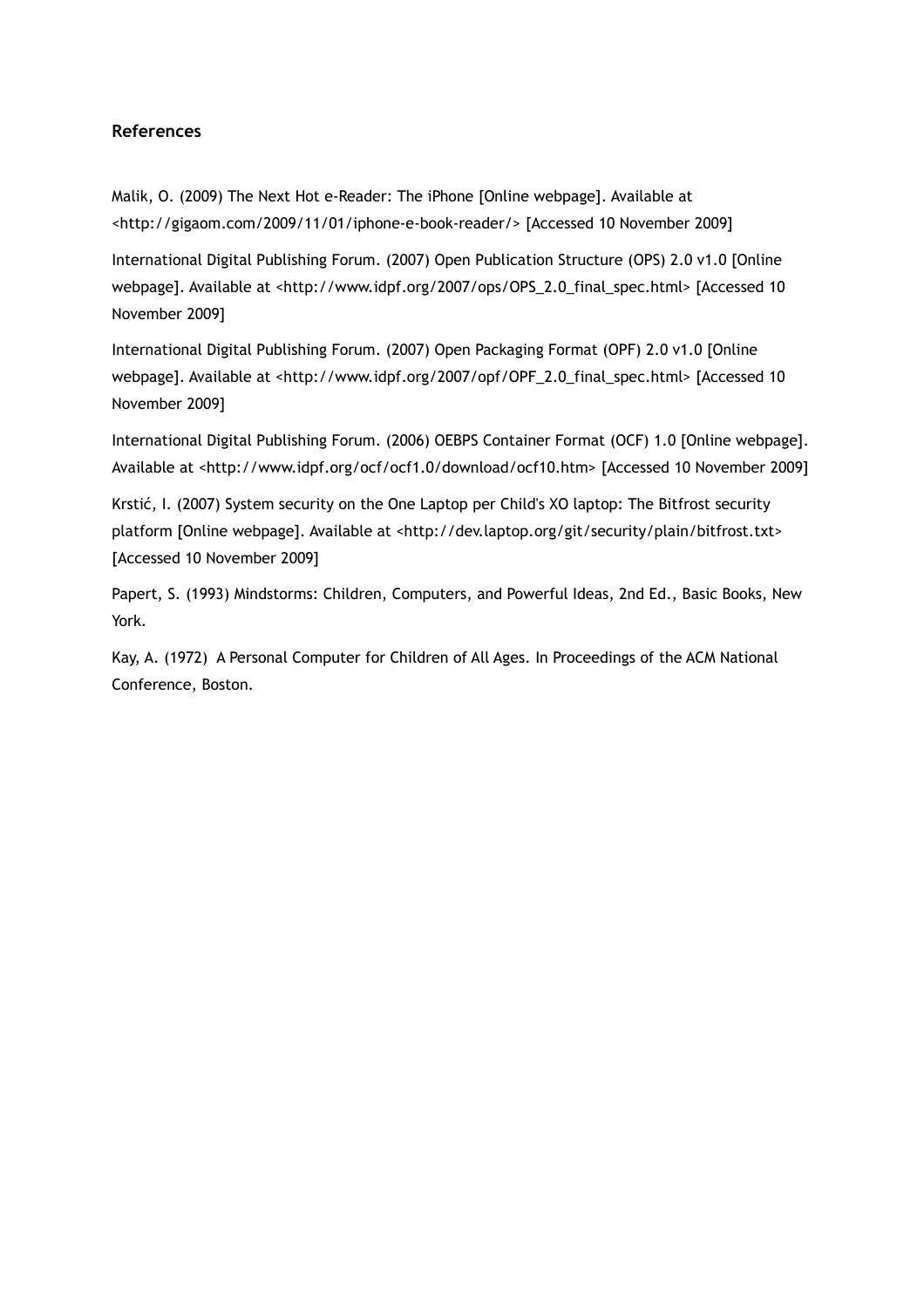## References

Malik, O. (2009) The Next Hot e-Reader: The iPhone [Online webpage]. Available at <http://gigaom.com/2009/11/01/iphone-e-book-reader/> [Accessed 10 November 2009]

International Digital Publishing Forum. (2007) Open Publication Structure (OPS) 2.0 v1.0 [Online webpage]. Available at <http://www.idpf.org/2007/ops/OPS_2.0_final_spec.html> [Accessed 10 November 2009]

International Digital Publishing Forum. (2007) Open Packaging Format (OPF) 2.0 v1.0 [Online webpage]. Available at <http://www.idpf.org/2007/opf/OPF_2.0_final_spec.html> [Accessed 10 November 2009]

International Digital Publishing Forum. (2006) OEBPS Container Format (OCF) 1.0 [Online webpage]. Available at <http://www.idpf.org/ocf/ocf1.0/download/ocf10.htm> [Accessed 10 November 2009]

Krstić, I. (2007) System security on the One Laptop per Child's XO laptop: The Bitfrost security platform [Online webpage]. Available at <http://dev.laptop.org/git/security/plain/bitfrost.txt> [Accessed 10 November 2009]

Papert, S. (1993) Mindstorms: Children, Computers, and Powerful Ideas, 2nd Ed., Basic Books, New York.

Kay, A. (1972) A Personal Computer for Children of All Ages. In Proceedings of the ACM National Conference, Boston.